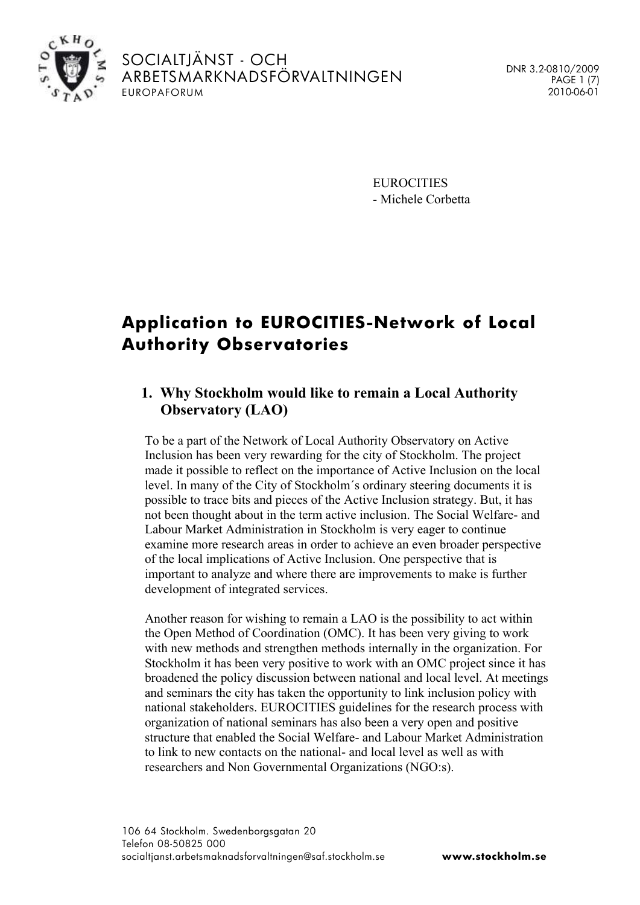SOCIALTJÄNST - OCH ARBETSMARKNADSFÖRVALTNINGEN
EUROPAFORUM

DNR 3.2-0810/2009
2010-06-01

EUROCITIES
- Michele Corbetta

# Application to EUROCITIES-Network of Local Authority Observatories

## 1. Why Stockholm would like to remain a Local Authority Observatory (LAO)

To be a part of the Network of Local Authority Observatory on Active Inclusion has been very rewarding for the city of Stockholm. The project made it possible to reflect on the importance of Active Inclusion on the local level. In many of the City of Stockholm´s ordinary steering documents it is possible to trace bits and pieces of the Active Inclusion strategy. But, it has not been thought about in the term active inclusion. The Social Welfare- and Labour Market Administration in Stockholm is very eager to continue examine more research areas in order to achieve an even broader perspective of the local implications of Active Inclusion. One perspective that is important to analyze and where there are improvements to make is further development of integrated services.

Another reason for wishing to remain a LAO is the possibility to act within the Open Method of Coordination (OMC). It has been very giving to work with new methods and strengthen methods internally in the organization. For Stockholm it has been very positive to work with an OMC project since it has broadened the policy discussion between national and local level. At meetings and seminars the city has taken the opportunity to link inclusion policy with national stakeholders. EUROCITIES guidelines for the research process with organization of national seminars has also been a very open and positive structure that enabled the Social Welfare- and Labour Market Administration to link to new contacts on the national- and local level as well as with researchers and Non Governmental Organizations (NGO:s).

106 64 Stockholm. Swedenborgsgatan 20
Telefon 08-50825 000
socialtjanst.arbetsmaknadsforvaltningen@saf.stockholm.se **www.stockholm.se**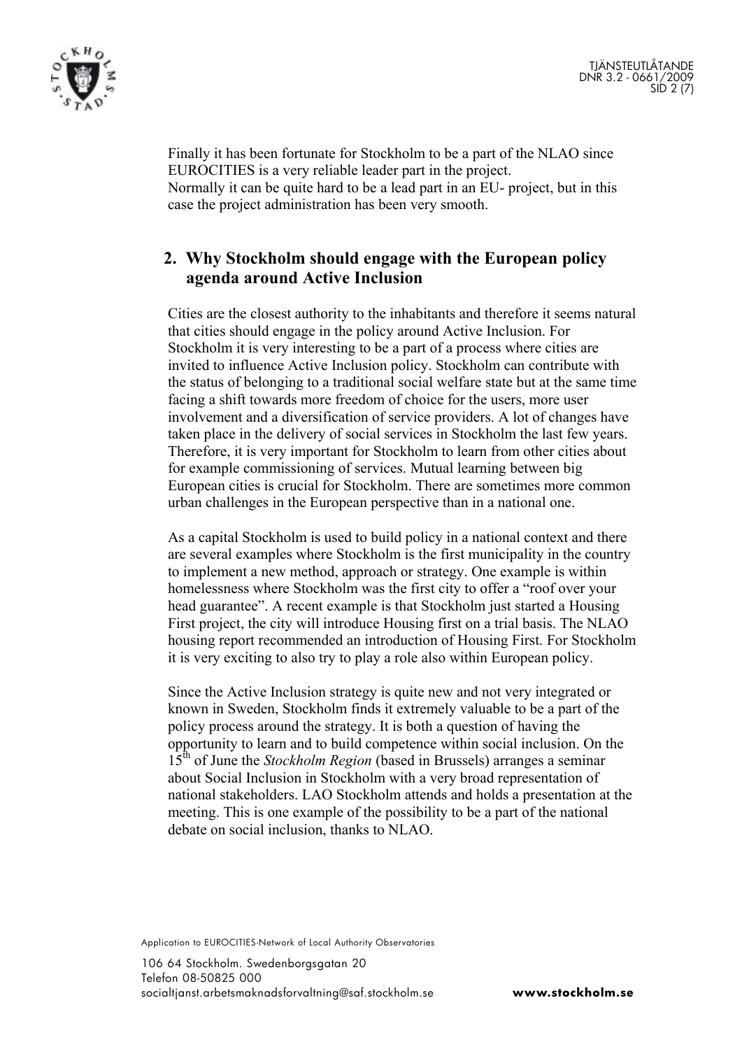Finally it has been fortunate for Stockholm to be a part of the NLAO since EUROCITIES is a very reliable leader part in the project.
Normally it can be quite hard to be a lead part in an EU- project, but in this case the project administration has been very smooth.

## 2. Why Stockholm should engage with the European policy agenda around Active Inclusion

Cities are the closest authority to the inhabitants and therefore it seems natural that cities should engage in the policy around Active Inclusion. For Stockholm it is very interesting to be a part of a process where cities are invited to influence Active Inclusion policy. Stockholm can contribute with the status of belonging to a traditional social welfare state but at the same time facing a shift towards more freedom of choice for the users, more user involvement and a diversification of service providers. A lot of changes have taken place in the delivery of social services in Stockholm the last few years. Therefore, it is very important for Stockholm to learn from other cities about for example commissioning of services. Mutual learning between big European cities is crucial for Stockholm. There are sometimes more common urban challenges in the European perspective than in a national one.

As a capital Stockholm is used to build policy in a national context and there are several examples where Stockholm is the first municipality in the country to implement a new method, approach or strategy. One example is within homelessness where Stockholm was the first city to offer a "roof over your head guarantee". A recent example is that Stockholm just started a Housing First project, the city will introduce Housing first on a trial basis. The NLAO housing report recommended an introduction of Housing First. For Stockholm it is very exciting to also try to play a role also within European policy.

Since the Active Inclusion strategy is quite new and not very integrated or known in Sweden, Stockholm finds it extremely valuable to be a part of the policy process around the strategy. It is both a question of having the opportunity to learn and to build competence within social inclusion. On the 15th of June the *Stockholm Region* (based in Brussels) arranges a seminar about Social Inclusion in Stockholm with a very broad representation of national stakeholders. LAO Stockholm attends and holds a presentation at the meeting. This is one example of the possibility to be a part of the national debate on social inclusion, thanks to NLAO.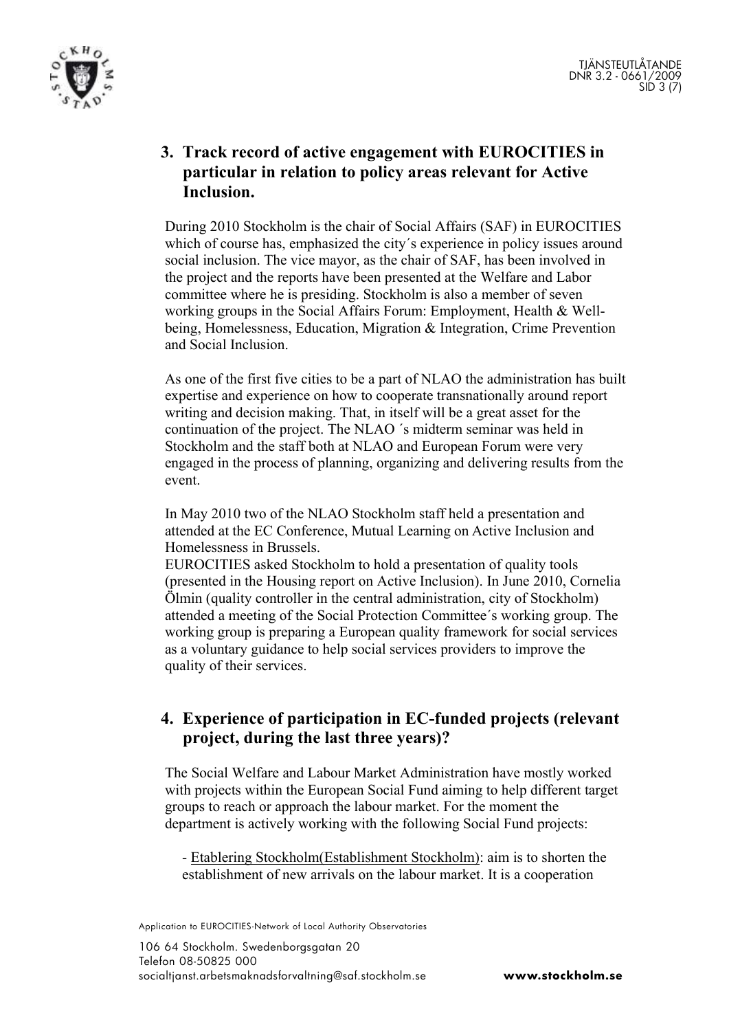## 3. Track record of active engagement with EUROCITIES in particular in relation to policy areas relevant for Active Inclusion.

During 2010 Stockholm is the chair of Social Affairs (SAF) in EUROCITIES which of course has, emphasized the city´s experience in policy issues around social inclusion. The vice mayor, as the chair of SAF, has been involved in the project and the reports have been presented at the Welfare and Labor committee where he is presiding. Stockholm is also a member of seven working groups in the Social Affairs Forum: Employment, Health & Well-being, Homelessness, Education, Migration & Integration, Crime Prevention and Social Inclusion.

As one of the first five cities to be a part of NLAO the administration has built expertise and experience on how to cooperate transnationally around report writing and decision making. That, in itself will be a great asset for the continuation of the project. The NLAO ´s midterm seminar was held in Stockholm and the staff both at NLAO and European Forum were very engaged in the process of planning, organizing and delivering results from the event.

In May 2010 two of the NLAO Stockholm staff held a presentation and attended at the EC Conference, Mutual Learning on Active Inclusion and Homelessness in Brussels.
EUROCITIES asked Stockholm to hold a presentation of quality tools (presented in the Housing report on Active Inclusion). In June 2010, Cornelia Ölmin (quality controller in the central administration, city of Stockholm) attended a meeting of the Social Protection Committee´s working group. The working group is preparing a European quality framework for social services as a voluntary guidance to help social services providers to improve the quality of their services.

## 4. Experience of participation in EC-funded projects (relevant project, during the last three years)?

The Social Welfare and Labour Market Administration have mostly worked with projects within the European Social Fund aiming to help different target groups to reach or approach the labour market. For the moment the department is actively working with the following Social Fund projects:

- Etablering Stockholm(Establishment Stockholm): aim is to shorten the establishment of new arrivals on the labour market. It is a cooperation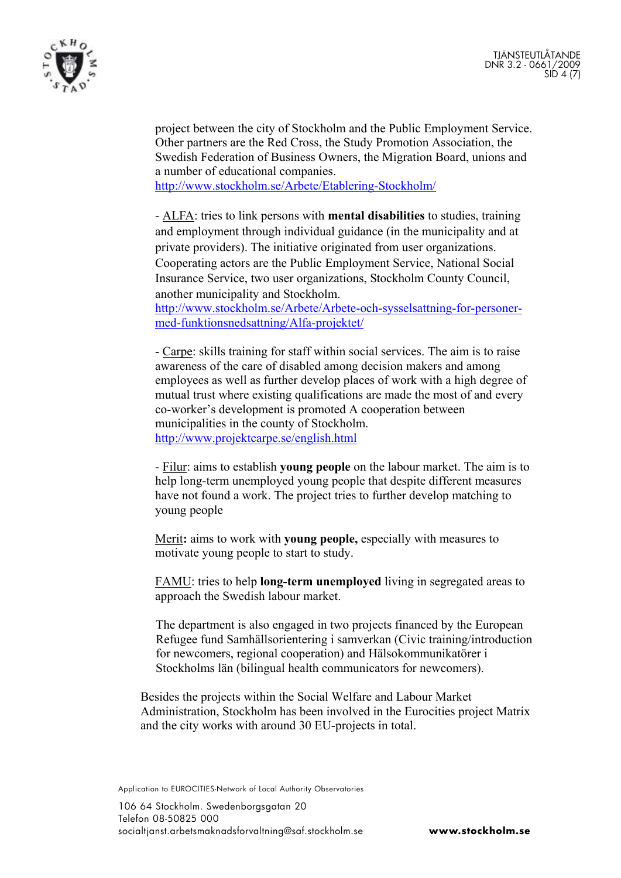project between the city of Stockholm and the Public Employment Service. Other partners are the Red Cross, the Study Promotion Association, the Swedish Federation of Business Owners, the Migration Board, unions and a number of educational companies.
http://www.stockholm.se/Arbete/Etablering-Stockholm/

- ALFA: tries to link persons with **mental disabilities** to studies, training and employment through individual guidance (in the municipality and at private providers). The initiative originated from user organizations. Cooperating actors are the Public Employment Service, National Social Insurance Service, two user organizations, Stockholm County Council, another municipality and Stockholm.
http://www.stockholm.se/Arbete/Arbete-och-sysselsattning-for-personer-med-funktionsnedsattning/Alfa-projektet/

- Carpe: skills training for staff within social services. The aim is to raise awareness of the care of disabled among decision makers and among employees as well as further develop places of work with a high degree of mutual trust where existing qualifications are made the most of and every co-worker's development is promoted A cooperation between municipalities in the county of Stockholm.
http://www.projektcarpe.se/english.html

- Filur: aims to establish **young people** on the labour market. The aim is to help long-term unemployed young people that despite different measures have not found a work. The project tries to further develop matching to young people

Merit**:** aims to work with **young people,** especially with measures to motivate young people to start to study.

FAMU: tries to help **long-term unemployed** living in segregated areas to approach the Swedish labour market.

The department is also engaged in two projects financed by the European Refugee fund Samhällsorientering i samverkan (Civic training/introduction for newcomers, regional cooperation) and Hälsokommunikatörer i Stockholms län (bilingual health communicators for newcomers).

Besides the projects within the Social Welfare and Labour Market Administration, Stockholm has been involved in the Eurocities project Matrix and the city works with around 30 EU-projects in total.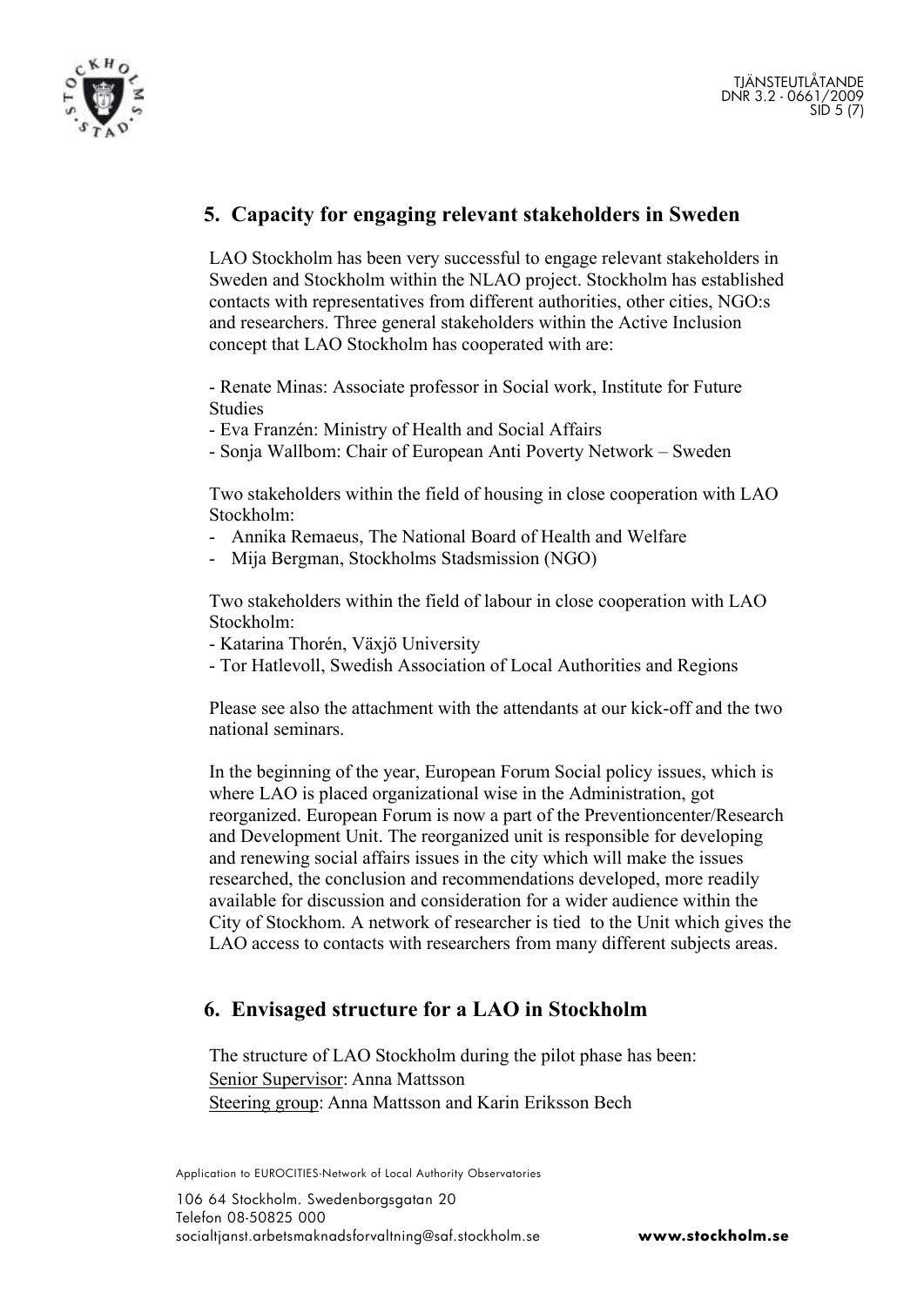## 5. Capacity for engaging relevant stakeholders in Sweden

LAO Stockholm has been very successful to engage relevant stakeholders in Sweden and Stockholm within the NLAO project. Stockholm has established contacts with representatives from different authorities, other cities, NGO:s and researchers. Three general stakeholders within the Active Inclusion concept that LAO Stockholm has cooperated with are:

- Renate Minas: Associate professor in Social work, Institute for Future Studies
- Eva Franzén: Ministry of Health and Social Affairs
- Sonja Wallbom: Chair of European Anti Poverty Network – Sweden

Two stakeholders within the field of housing in close cooperation with LAO Stockholm:

- Annika Remaeus, The National Board of Health and Welfare
- Mija Bergman, Stockholms Stadsmission (NGO)

Two stakeholders within the field of labour in close cooperation with LAO Stockholm:

- Katarina Thorén, Växjö University
- Tor Hatlevoll, Swedish Association of Local Authorities and Regions

Please see also the attachment with the attendants at our kick-off and the two national seminars.

In the beginning of the year, European Forum Social policy issues, which is where LAO is placed organizational wise in the Administration, got reorganized. European Forum is now a part of the Preventioncenter/Research and Development Unit. The reorganized unit is responsible for developing and renewing social affairs issues in the city which will make the issues researched, the conclusion and recommendations developed, more readily available for discussion and consideration for a wider audience within the City of Stockhom. A network of researcher is tied to the Unit which gives the LAO access to contacts with researchers from many different subjects areas.

## 6. Envisaged structure for a LAO in Stockholm

The structure of LAO Stockholm during the pilot phase has been:
Senior Supervisor: Anna Mattsson
Steering group: Anna Mattsson and Karin Eriksson Bech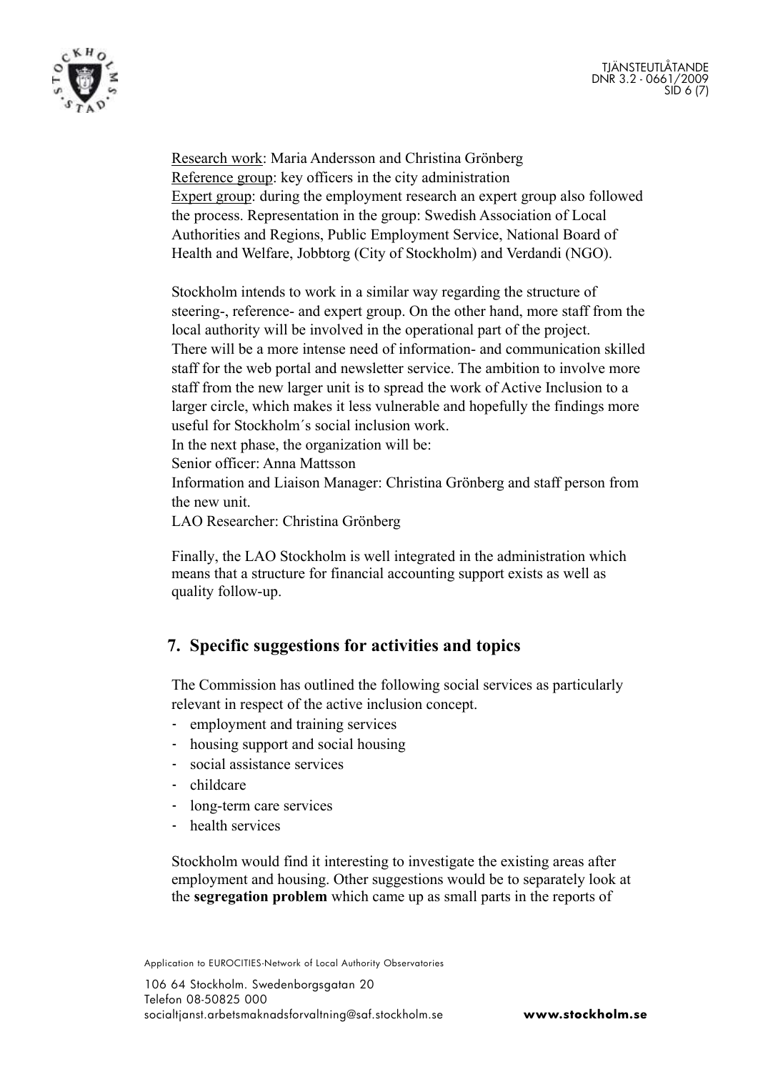Research work: Maria Andersson and Christina Grönberg
Reference group: key officers in the city administration
Expert group: during the employment research an expert group also followed the process. Representation in the group: Swedish Association of Local Authorities and Regions, Public Employment Service, National Board of Health and Welfare, Jobbtorg (City of Stockholm) and Verdandi (NGO).

Stockholm intends to work in a similar way regarding the structure of steering-, reference- and expert group. On the other hand, more staff from the local authority will be involved in the operational part of the project. There will be a more intense need of information- and communication skilled staff for the web portal and newsletter service. The ambition to involve more staff from the new larger unit is to spread the work of Active Inclusion to a larger circle, which makes it less vulnerable and hopefully the findings more useful for Stockholm´s social inclusion work.
In the next phase, the organization will be:
Senior officer: Anna Mattsson
Information and Liaison Manager: Christina Grönberg and staff person from the new unit.
LAO Researcher: Christina Grönberg

Finally, the LAO Stockholm is well integrated in the administration which means that a structure for financial accounting support exists as well as quality follow-up.

## 7. Specific suggestions for activities and topics

The Commission has outlined the following social services as particularly relevant in respect of the active inclusion concept.

- employment and training services
- housing support and social housing
- social assistance services
- childcare
- long-term care services
- health services

Stockholm would find it interesting to investigate the existing areas after employment and housing. Other suggestions would be to separately look at the **segregation problem** which came up as small parts in the reports of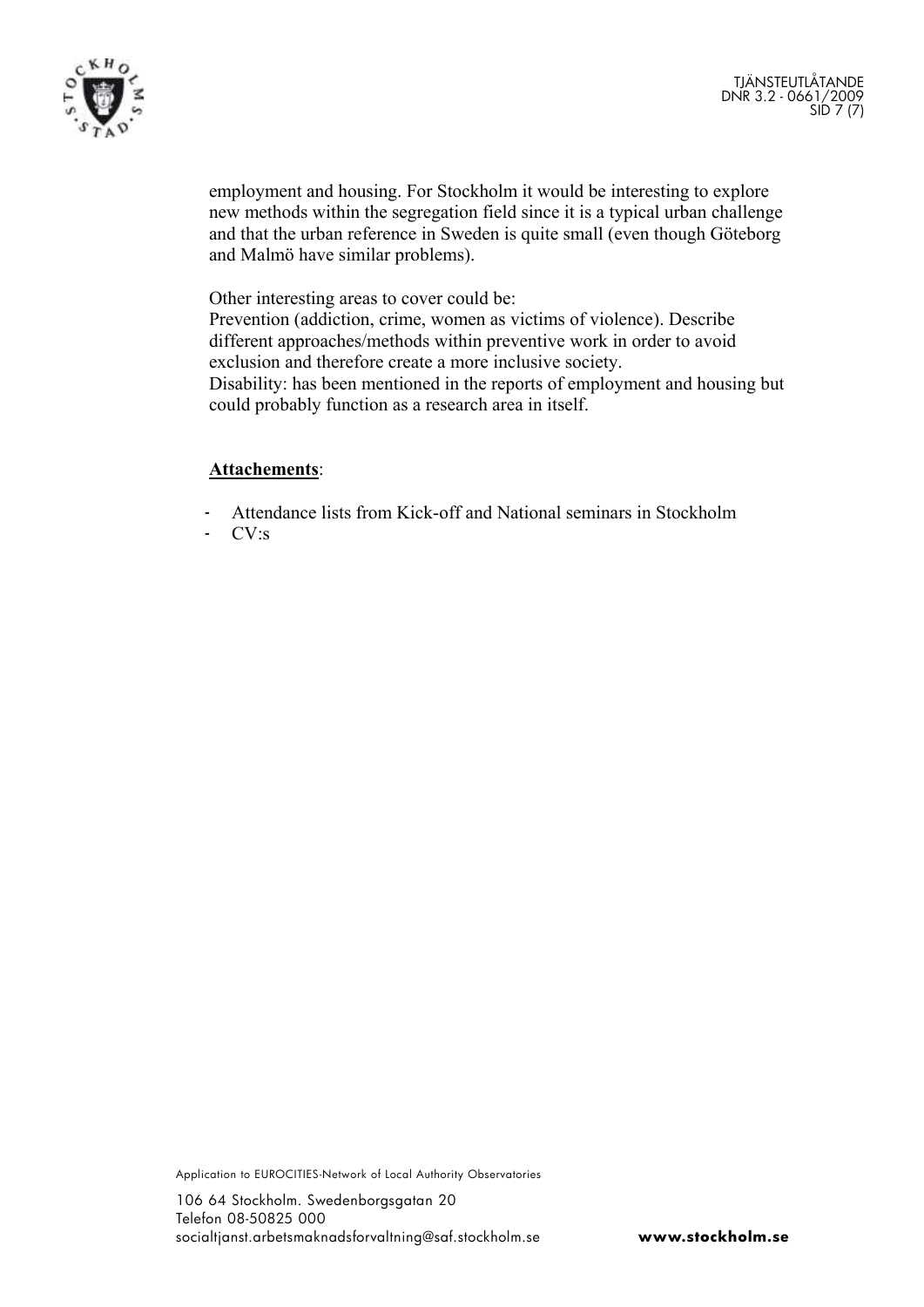employment and housing. For Stockholm it would be interesting to explore new methods within the segregation field since it is a typical urban challenge and that the urban reference in Sweden is quite small (even though Göteborg and Malmö have similar problems).

Other interesting areas to cover could be:
Prevention (addiction, crime, women as victims of violence). Describe different approaches/methods within preventive work in order to avoid exclusion and therefore create a more inclusive society.
Disability: has been mentioned in the reports of employment and housing but could probably function as a research area in itself.

**Attachements**:

- Attendance lists from Kick-off and National seminars in Stockholm
- CV:s